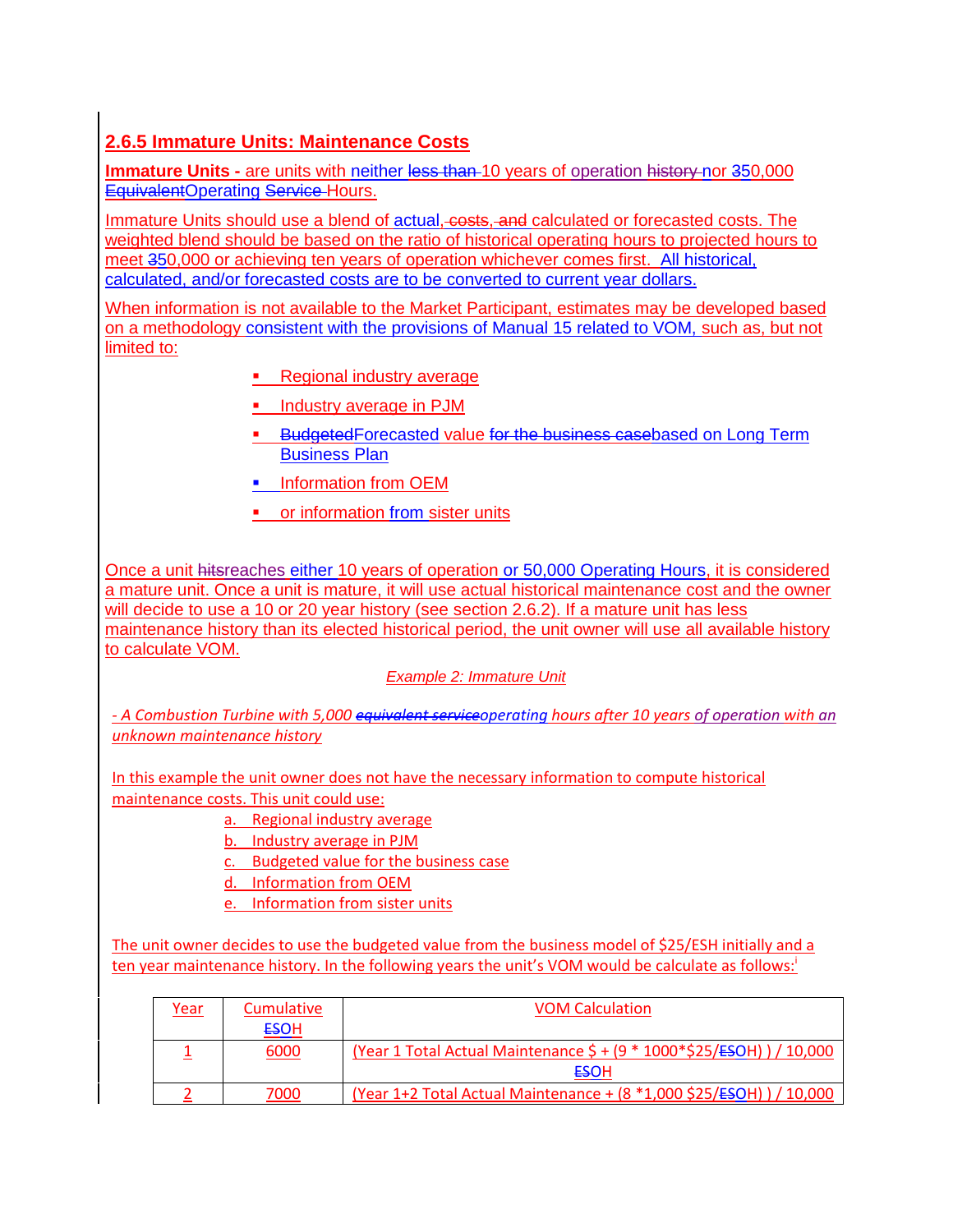## 2.6.5 Immature Units: Maintenance Costs

**Immature Units -** are units with neither ~~less than~~ 10 years of operation ~~history~~ nor ~~3~~50,000 ~~Equivalent~~Operating ~~Service~~ Hours.

Immature Units should use a blend of actual, ~~costs, and~~ calculated or forecasted costs. The weighted blend should be based on the ratio of historical operating hours to projected hours to meet ~~3~~50,000 or achieving ten years of operation whichever comes first. All historical, calculated, and/or forecasted costs are to be converted to current year dollars.

When information is not available to the Market Participant, estimates may be developed based on a methodology consistent with the provisions of Manual 15 related to VOM, such as, but not limited to:

- Regional industry average
- Industry average in PJM
- ~~Budgeted~~Forecasted value ~~for the business case~~based on Long Term Business Plan
- Information from OEM
- or information from sister units

Once a unit ~~hits~~reaches either 10 years of operation or 50,000 Operating Hours, it is considered a mature unit. Once a unit is mature, it will use actual historical maintenance cost and the owner will decide to use a 10 or 20 year history (see section 2.6.2). If a mature unit has less maintenance history than its elected historical period, the unit owner will use all available history to calculate VOM.

*Example 2: Immature Unit*

*- A Combustion Turbine with 5,000 ~~equivalent service~~operating hours after 10 years of operation with an unknown maintenance history*

In this example the unit owner does not have the necessary information to compute historical maintenance costs. This unit could use:

a. Regional industry average
b. Industry average in PJM
c. Budgeted value for the business case
d. Information from OEM
e. Information from sister units

The unit owner decides to use the budgeted value from the business model of $25/ESH initially and a ten year maintenance history. In the following years the unit's VOM would be calculate as follows:[i]

| Year | Cumulative ~~ES~~OH | VOM Calculation |
|---|---|---|
| 1 | 6000 | (Year 1 Total Actual Maintenance $ + (9 * 1000*$25/~~ES~~OH) ) / 10,000 ~~ES~~OH |
| 2 | 7000 | (Year 1+2 Total Actual Maintenance + (8 *1,000 $25/~~ES~~OH) ) / 10,000 |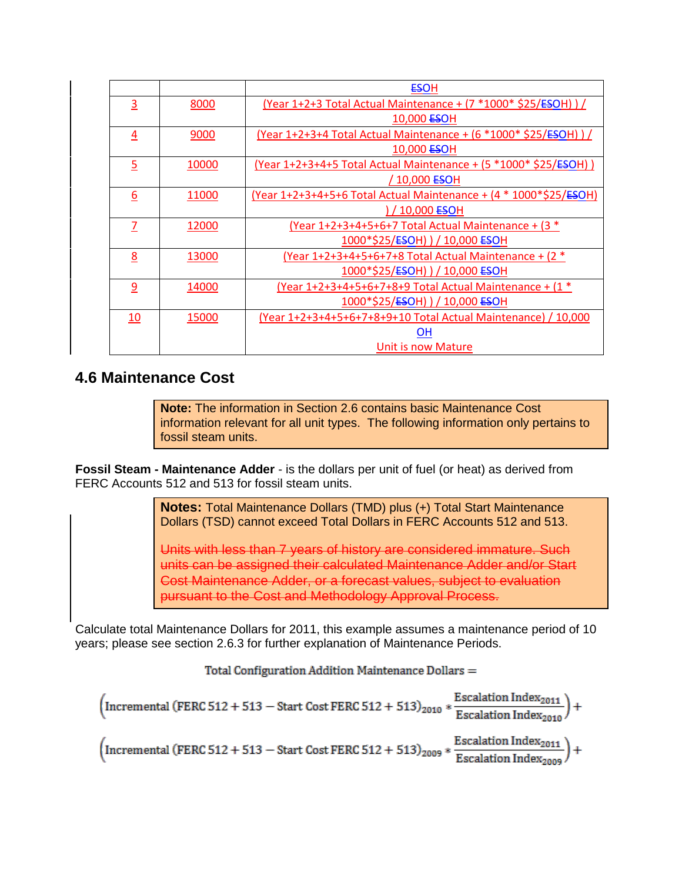|  |  | ESOH |
|---|---|---|
| 3 | 8000 | (Year 1+2+3 Total Actual Maintenance + (7 *1000* $25/ESOH) ) / 10,000 ESOH |
| 4 | 9000 | (Year 1+2+3+4 Total Actual Maintenance + (6 *1000* $25/ESOH) ) / 10,000 ESOH |
| 5 | 10000 | (Year 1+2+3+4+5 Total Actual Maintenance + (5 *1000* $25/ESOH) ) / 10,000 ESOH |
| 6 | 11000 | (Year 1+2+3+4+5+6 Total Actual Maintenance + (4 * 1000*$25/ESOH) ) / 10,000 ESOH |
| 7 | 12000 | (Year 1+2+3+4+5+6+7 Total Actual Maintenance + (3 * 1000*$25/ESOH) ) / 10,000 ESOH |
| 8 | 13000 | (Year 1+2+3+4+5+6+7+8 Total Actual Maintenance + (2 * 1000*$25/ESOH) ) / 10,000 ESOH |
| 9 | 14000 | (Year 1+2+3+4+5+6+7+8+9 Total Actual Maintenance + (1 * 1000*$25/ESOH) ) / 10,000 ESOH |
| 10 | 15000 | (Year 1+2+3+4+5+6+7+8+9+10 Total Actual Maintenance) / 10,000 OH<br>Unit is now Mature |

## 4.6 Maintenance Cost

> **Note:** The information in Section 2.6 contains basic Maintenance Cost information relevant for all unit types. The following information only pertains to fossil steam units.

**Fossil Steam - Maintenance Adder** - is the dollars per unit of fuel (or heat) as derived from FERC Accounts 512 and 513 for fossil steam units.

> **Notes:** Total Maintenance Dollars (TMD) plus (+) Total Start Maintenance Dollars (TSD) cannot exceed Total Dollars in FERC Accounts 512 and 513.
>
> ~~Units with less than 7 years of history are considered immature. Such units can be assigned their calculated Maintenance Adder and/or Start Cost Maintenance Adder, or a forecast values, subject to evaluation pursuant to the Cost and Methodology Approval Process.~~

Calculate total Maintenance Dollars for 2011, this example assumes a maintenance period of 10 years; please see section 2.6.3 for further explanation of Maintenance Periods.

$$\text{Total Configuration Addition Maintenance Dollars} =$$

$$\left(\text{Incremental}\left(\text{FERC } 512 + 513 - \text{Start Cost FERC } 512 + 513\right)_{2010} * \frac{\text{Escalation Index}_{2011}}{\text{Escalation Index}_{2010}}\right) +$$

$$\left(\text{Incremental}\left(\text{FERC } 512 + 513 - \text{Start Cost FERC } 512 + 513\right)_{2009} * \frac{\text{Escalation Index}_{2011}}{\text{Escalation Index}_{2009}}\right) +$$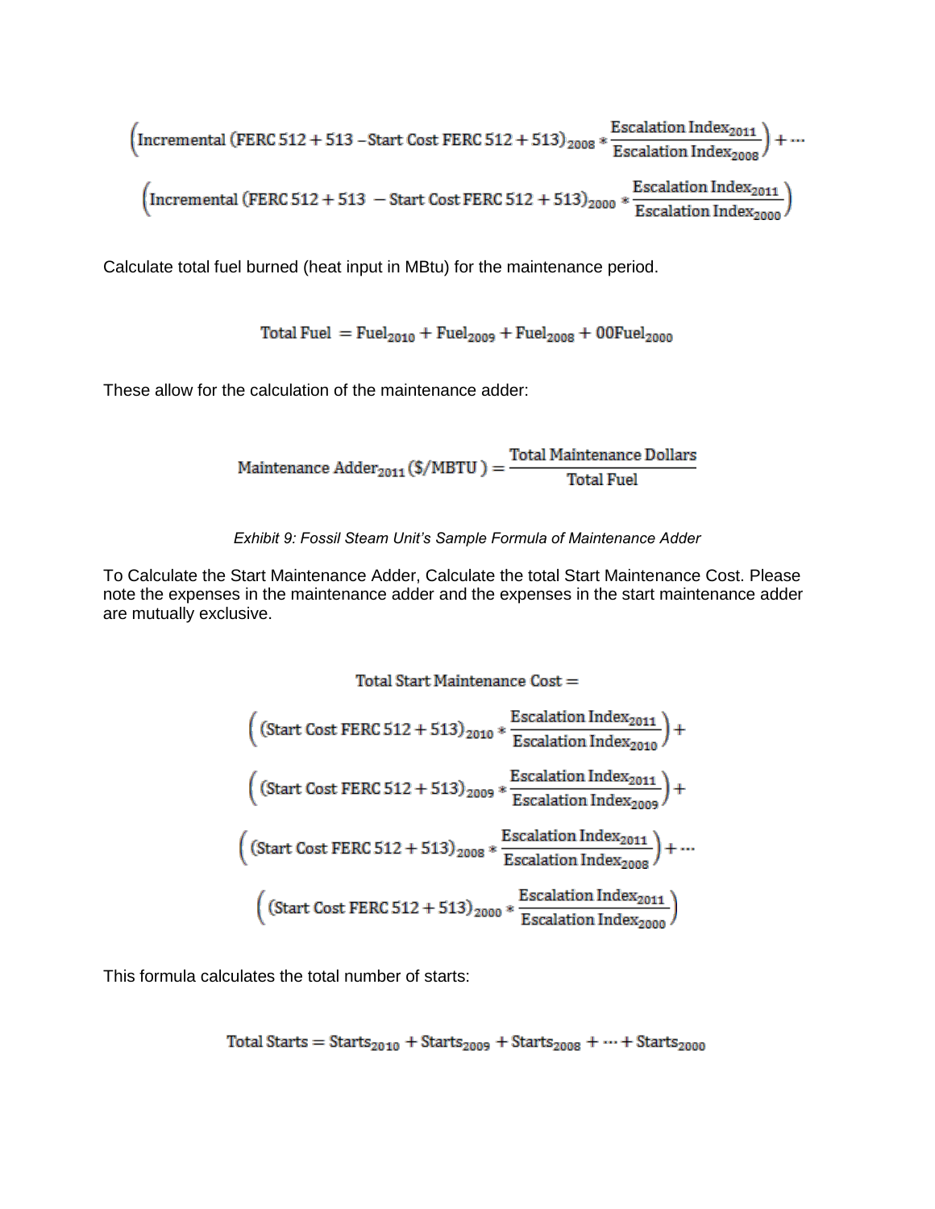$$\left(\text{Incremental (FERC 512} + 513 - \text{Start Cost FERC 512} + 513)_{2008} * \frac{\text{Escalation Index}_{2011}}{\text{Escalation Index}_{2008}}\right) + \cdots$$

$$\left(\text{Incremental (FERC 512} + 513 - \text{Start Cost FERC 512} + 513)_{2000} * \frac{\text{Escalation Index}_{2011}}{\text{Escalation Index}_{2000}}\right)$$

Calculate total fuel burned (heat input in MBtu) for the maintenance period.

$$\text{Total Fuel } = \text{Fuel}_{2010} + \text{Fuel}_{2009} + \text{Fuel}_{2008} + 00\text{Fuel}_{2000}$$

These allow for the calculation of the maintenance adder:

$$\text{Maintenance Adder}_{2011}\,(\$/\text{MBTU}) = \frac{\text{Total Maintenance Dollars}}{\text{Total Fuel}}$$

*Exhibit 9: Fossil Steam Unit's Sample Formula of Maintenance Adder*

To Calculate the Start Maintenance Adder, Calculate the total Start Maintenance Cost. Please note the expenses in the maintenance adder and the expenses in the start maintenance adder are mutually exclusive.

$$\text{Total Start Maintenance Cost} =$$

$$\left((\text{Start Cost FERC 512} + 513)_{2010} * \frac{\text{Escalation Index}_{2011}}{\text{Escalation Index}_{2010}}\right) +$$

$$\left((\text{Start Cost FERC 512} + 513)_{2009} * \frac{\text{Escalation Index}_{2011}}{\text{Escalation Index}_{2009}}\right) +$$

$$\left((\text{Start Cost FERC 512} + 513)_{2008} * \frac{\text{Escalation Index}_{2011}}{\text{Escalation Index}_{2008}}\right) + \cdots$$

$$\left((\text{Start Cost FERC 512} + 513)_{2000} * \frac{\text{Escalation Index}_{2011}}{\text{Escalation Index}_{2000}}\right)$$

This formula calculates the total number of starts:

$$\text{Total Starts} = \text{Starts}_{2010} + \text{Starts}_{2009} + \text{Starts}_{2008} + \cdots + \text{Starts}_{2000}$$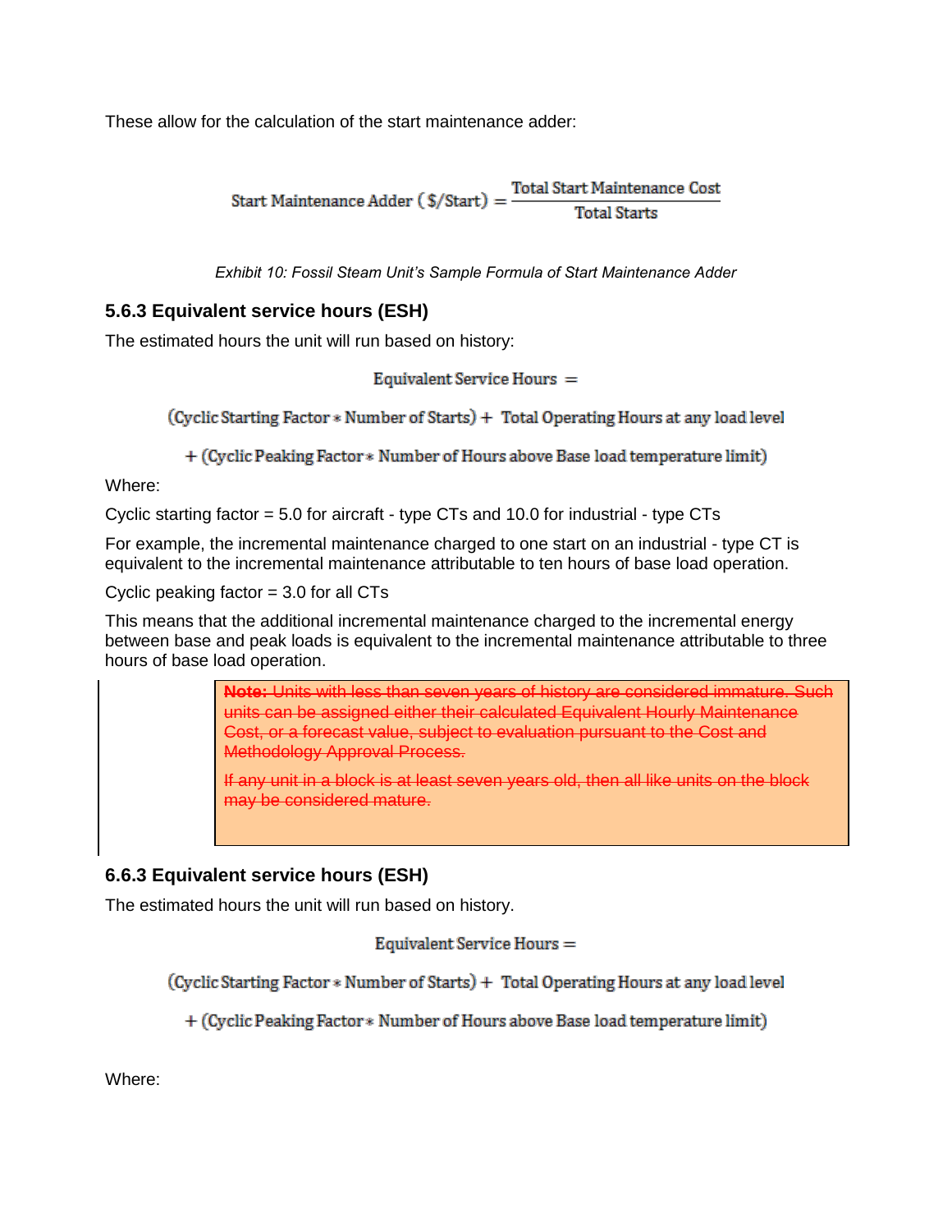These allow for the calculation of the start maintenance adder:

$$\text{Start Maintenance Adder (\$/Start)} = \frac{\text{Total Start Maintenance Cost}}{\text{Total Starts}}$$

*Exhibit 10: Fossil Steam Unit's Sample Formula of Start Maintenance Adder*

### 5.6.3 Equivalent service hours (ESH)

The estimated hours the unit will run based on history:

$$\text{Equivalent Service Hours} =$$

$$(\text{Cyclic Starting Factor} * \text{Number of Starts}) + \text{Total Operating Hours at any load level}$$

$$+ (\text{Cyclic Peaking Factor} * \text{Number of Hours above Base load temperature limit})$$

Where:

Cyclic starting factor = 5.0 for aircraft - type CTs and 10.0 for industrial - type CTs

For example, the incremental maintenance charged to one start on an industrial - type CT is equivalent to the incremental maintenance attributable to ten hours of base load operation.

Cyclic peaking factor = 3.0 for all CTs

This means that the additional incremental maintenance charged to the incremental energy between base and peak loads is equivalent to the incremental maintenance attributable to three hours of base load operation.

> ~~**Note:** Units with less than seven years of history are considered immature. Such units can be assigned either their calculated Equivalent Hourly Maintenance Cost, or a forecast value, subject to evaluation pursuant to the Cost and Methodology Approval Process.~~
>
> ~~If any unit in a block is at least seven years old, then all like units on the block may be considered mature.~~

### 6.6.3 Equivalent service hours (ESH)

The estimated hours the unit will run based on history.

$$\text{Equivalent Service Hours} =$$

$$(\text{Cyclic Starting Factor} * \text{Number of Starts}) + \text{Total Operating Hours at any load level}$$

$$+ (\text{Cyclic Peaking Factor} * \text{Number of Hours above Base load temperature limit})$$

Where: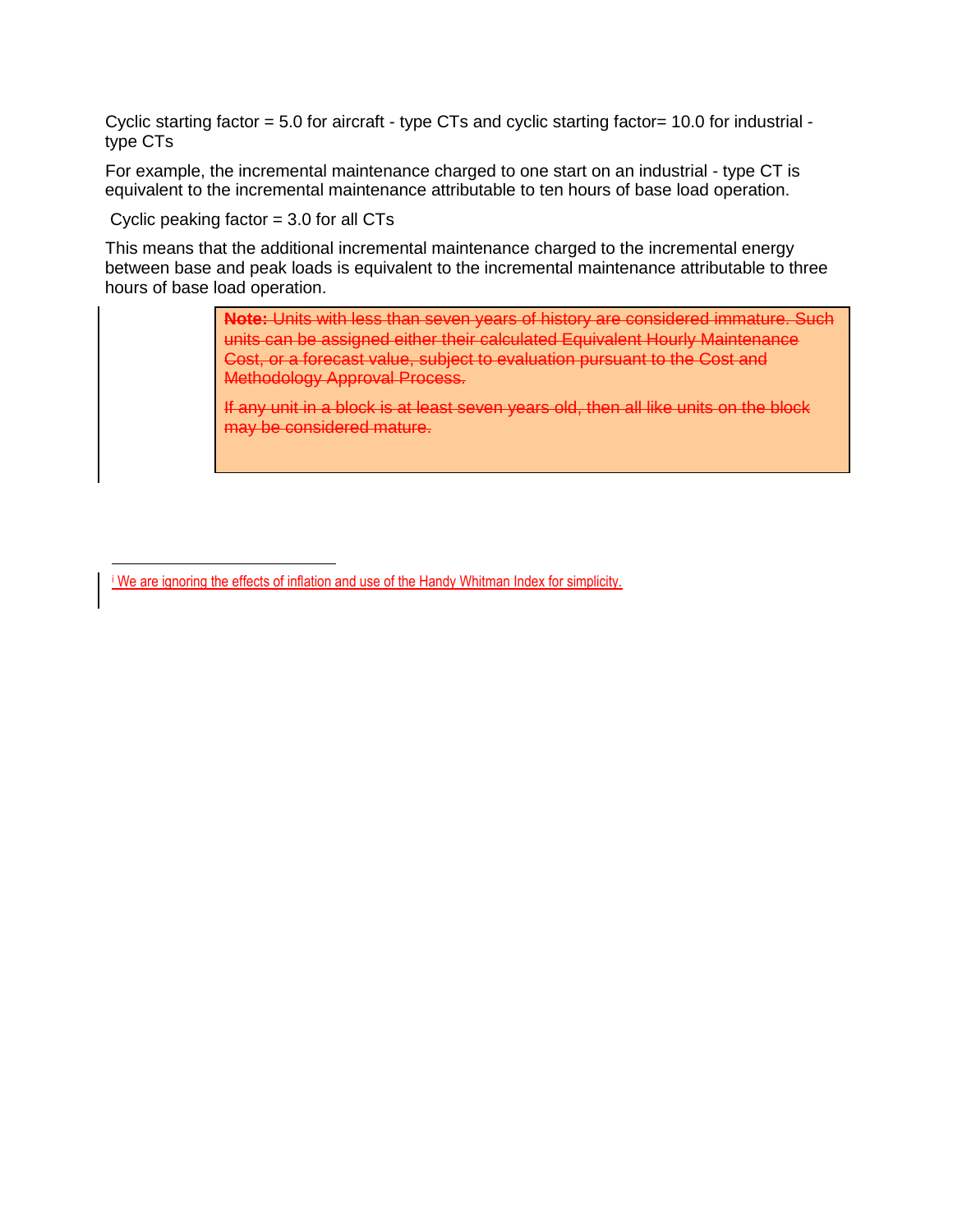Cyclic starting factor = 5.0 for aircraft - type CTs and cyclic starting factor= 10.0 for industrial - type CTs

For example, the incremental maintenance charged to one start on an industrial - type CT is equivalent to the incremental maintenance attributable to ten hours of base load operation.

Cyclic peaking factor = 3.0 for all CTs

This means that the additional incremental maintenance charged to the incremental energy between base and peak loads is equivalent to the incremental maintenance attributable to three hours of base load operation.

> **Note:** ~~Units with less than seven years of history are considered immature. Such units can be assigned either their calculated Equivalent Hourly Maintenance Cost, or a forecast value, subject to evaluation pursuant to the Cost and Methodology Approval Process.~~
>
> ~~If any unit in a block is at least seven years old, then all like units on the block may be considered mature.~~

---

[i] We are ignoring the effects of inflation and use of the Handy Whitman Index for simplicity.